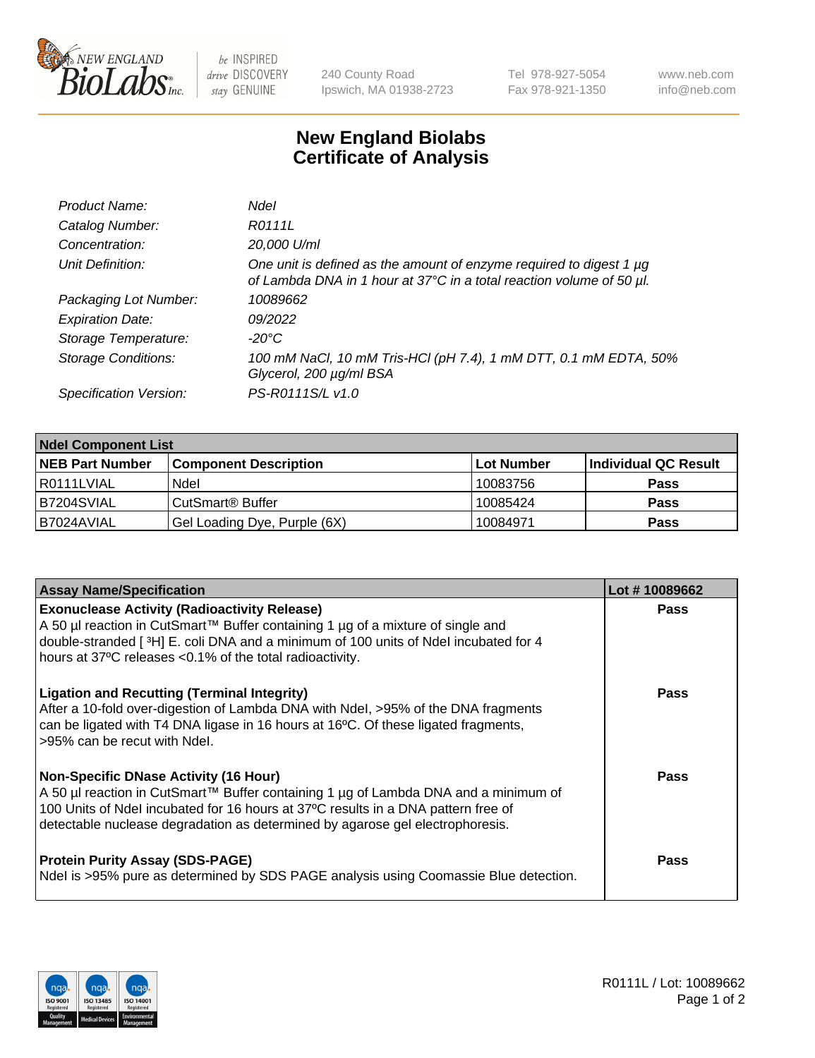New England BioLabs Inc. — be INSPIRED drive DISCOVERY stay GENUINE

240 County Road
Ipswich, MA 01938-2723

Tel 978-927-5054
Fax 978-921-1350

www.neb.com
info@neb.com

# New England Biolabs
# Certificate of Analysis

| | |
|---|---|
| *Product Name:* | *NdeI* |
| *Catalog Number:* | *R0111L* |
| *Concentration:* | *20,000 U/ml* |
| *Unit Definition:* | *One unit is defined as the amount of enzyme required to digest 1 µg of Lambda DNA in 1 hour at 37°C in a total reaction volume of 50 µl.* |
| *Packaging Lot Number:* | *10089662* |
| *Expiration Date:* | *09/2022* |
| *Storage Temperature:* | *-20°C* |
| *Storage Conditions:* | *100 mM NaCl, 10 mM Tris-HCl (pH 7.4), 1 mM DTT, 0.1 mM EDTA, 50% Glycerol, 200 µg/ml BSA* |
| *Specification Version:* | *PS-R0111S/L v1.0* |

| NdeI Component List | | | |
|---|---|---|---|
| **NEB Part Number** | **Component Description** | **Lot Number** | **Individual QC Result** |
| R0111LVIAL | NdeI | 10083756 | **Pass** |
| B7204SVIAL | CutSmart® Buffer | 10085424 | **Pass** |
| B7024AVIAL | Gel Loading Dye, Purple (6X) | 10084971 | **Pass** |

| Assay Name/Specification | Lot # 10089662 |
|---|---|
| **Exonuclease Activity (Radioactivity Release)** A 50 µl reaction in CutSmart™ Buffer containing 1 µg of a mixture of single and double-stranded [ $^3$H] E. coli DNA and a minimum of 100 units of NdeI incubated for 4 hours at 37ºC releases <0.1% of the total radioactivity. | **Pass** |
| **Ligation and Recutting (Terminal Integrity)** After a 10-fold over-digestion of Lambda DNA with NdeI, >95% of the DNA fragments can be ligated with T4 DNA ligase in 16 hours at 16ºC. Of these ligated fragments, >95% can be recut with NdeI. | **Pass** |
| **Non-Specific DNase Activity (16 Hour)** A 50 µl reaction in CutSmart™ Buffer containing 1 µg of Lambda DNA and a minimum of 100 Units of NdeI incubated for 16 hours at 37ºC results in a DNA pattern free of detectable nuclease degradation as determined by agarose gel electrophoresis. | **Pass** |
| **Protein Purity Assay (SDS-PAGE)** NdeI is >95% pure as determined by SDS PAGE analysis using Coomassie Blue detection. | **Pass** |

R0111L / Lot: 10089662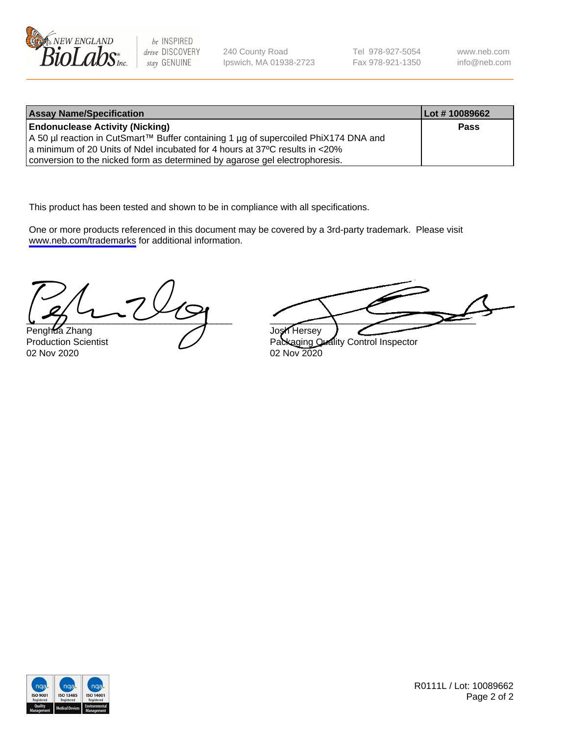| Assay Name/Specification | Lot # 10089662 |
| --- | --- |
| **Endonuclease Activity (Nicking)**<br>A 50 µl reaction in CutSmart™ Buffer containing 1 µg of supercoiled PhiX174 DNA and a minimum of 20 Units of NdeI incubated for 4 hours at 37ºC results in <20% conversion to the nicked form as determined by agarose gel electrophoresis. | **Pass** |

This product has been tested and shown to be in compliance with all specifications.

One or more products referenced in this document may be covered by a 3rd-party trademark. Please visit www.neb.com/trademarks for additional information.

Penghua Zhang
Production Scientist
02 Nov 2020

Josh Hersey
Packaging Quality Control Inspector
02 Nov 2020

R0111L / Lot: 10089662